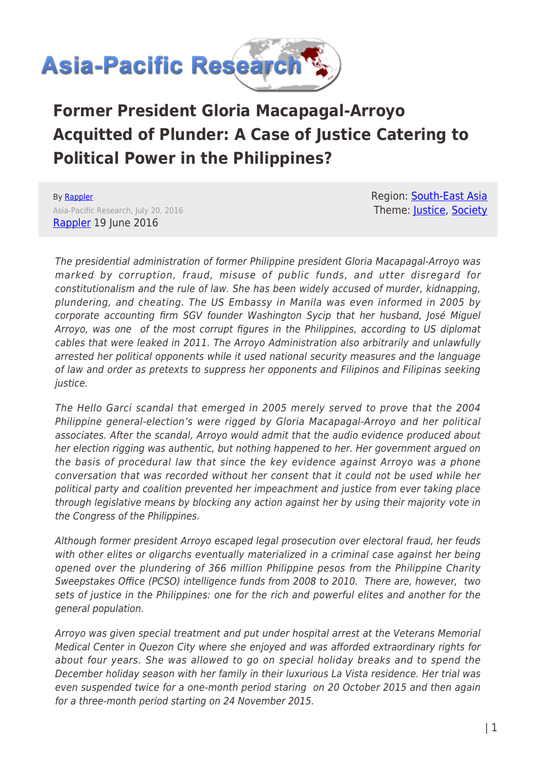# Former President Gloria Macapagal-Arroyo Acquitted of Plunder: A Case of Justice Catering to Political Power in the Philippines?

By Rappler
Asia-Pacific Research, July 20, 2016
Rappler 19 June 2016

Region: South-East Asia
Theme: Justice, Society

*The presidential administration of former Philippine president Gloria Macapagal-Arroyo was marked by corruption, fraud, misuse of public funds, and utter disregard for constitutionalism and the rule of law. She has been widely accused of murder, kidnapping, plundering, and cheating. The US Embassy in Manila was even informed in 2005 by corporate accounting firm SGV founder Washington Sycip that her husband, José Miguel Arroyo, was one of the most corrupt figures in the Philippines, according to US diplomat cables that were leaked in 2011. The Arroyo Administration also arbitrarily and unlawfully arrested her political opponents while it used national security measures and the language of law and order as pretexts to suppress her opponents and Filipinos and Filipinas seeking justice.*

*The Hello Garci scandal that emerged in 2005 merely served to prove that the 2004 Philippine general-election's were rigged by Gloria Macapagal-Arroyo and her political associates. After the scandal, Arroyo would admit that the audio evidence produced about her election rigging was authentic, but nothing happened to her. Her government argued on the basis of procedural law that since the key evidence against Arroyo was a phone conversation that was recorded without her consent that it could not be used while her political party and coalition prevented her impeachment and justice from ever taking place through legislative means by blocking any action against her by using their majority vote in the Congress of the Philippines.*

*Although former president Arroyo escaped legal prosecution over electoral fraud, her feuds with other elites or oligarchs eventually materialized in a criminal case against her being opened over the plundering of 366 million Philippine pesos from the Philippine Charity Sweepstakes Office (PCSO) intelligence funds from 2008 to 2010. There are, however, two sets of justice in the Philippines: one for the rich and powerful elites and another for the general population.*

*Arroyo was given special treatment and put under hospital arrest at the Veterans Memorial Medical Center in Quezon City where she enjoyed and was afforded extraordinary rights for about four years. She was allowed to go on special holiday breaks and to spend the December holiday season with her family in their luxurious La Vista residence. Her trial was even suspended twice for a one-month period staring on 20 October 2015 and then again for a three-month period starting on 24 November 2015.*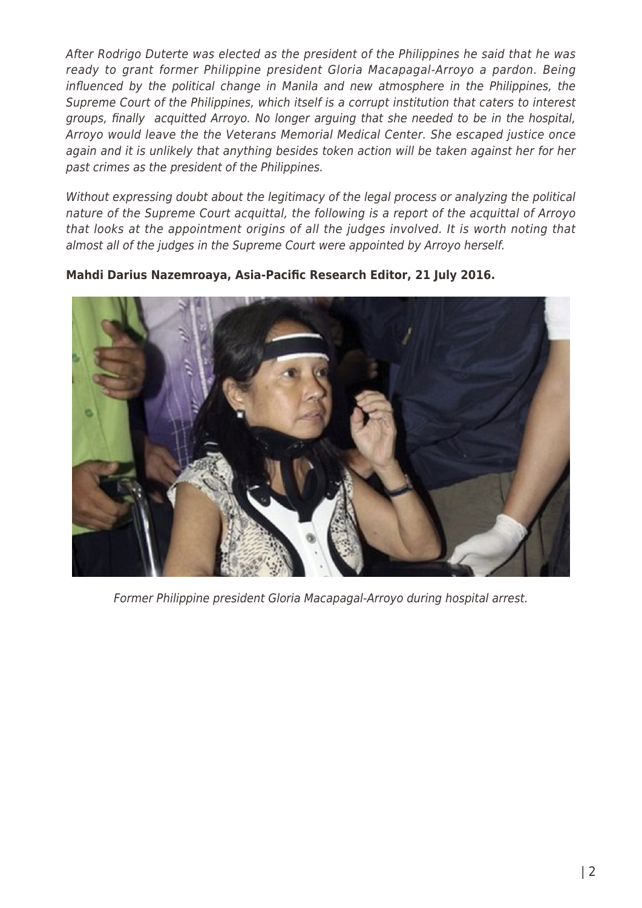*After Rodrigo Duterte was elected as the president of the Philippines he said that he was ready to grant former Philippine president Gloria Macapagal-Arroyo a pardon. Being influenced by the political change in Manila and new atmosphere in the Philippines, the Supreme Court of the Philippines, which itself is a corrupt institution that caters to interest groups, finally acquitted Arroyo. No longer arguing that she needed to be in the hospital, Arroyo would leave the the Veterans Memorial Medical Center. She escaped justice once again and it is unlikely that anything besides token action will be taken against her for her past crimes as the president of the Philippines.*

*Without expressing doubt about the legitimacy of the legal process or analyzing the political nature of the Supreme Court acquittal, the following is a report of the acquittal of Arroyo that looks at the appointment origins of all the judges involved. It is worth noting that almost all of the judges in the Supreme Court were appointed by Arroyo herself.*

**Mahdi Darius Nazemroaya, Asia-Pacific Research Editor, 21 July 2016.**

*Former Philippine president Gloria Macapagal-Arroyo during hospital arrest.*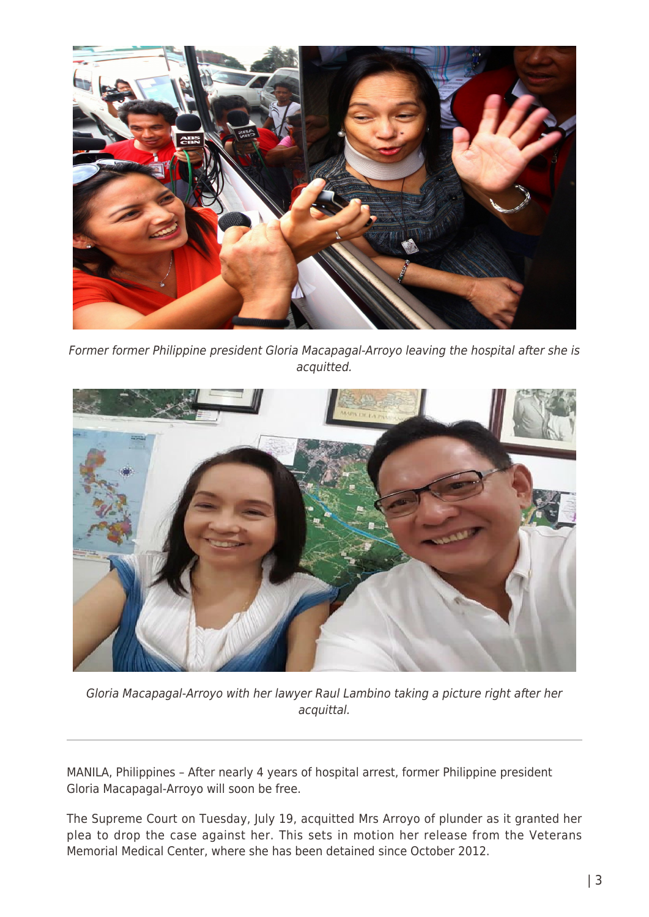*Former former Philippine president Gloria Macapagal-Arroyo leaving the hospital after she is acquitted.*

*Gloria Macapagal-Arroyo with her lawyer Raul Lambino taking a picture right after her acquittal.*

---

MANILA, Philippines – After nearly 4 years of hospital arrest, former Philippine president Gloria Macapagal-Arroyo will soon be free.

The Supreme Court on Tuesday, July 19, acquitted Mrs Arroyo of plunder as it granted her plea to drop the case against her. This sets in motion her release from the Veterans Memorial Medical Center, where she has been detained since October 2012.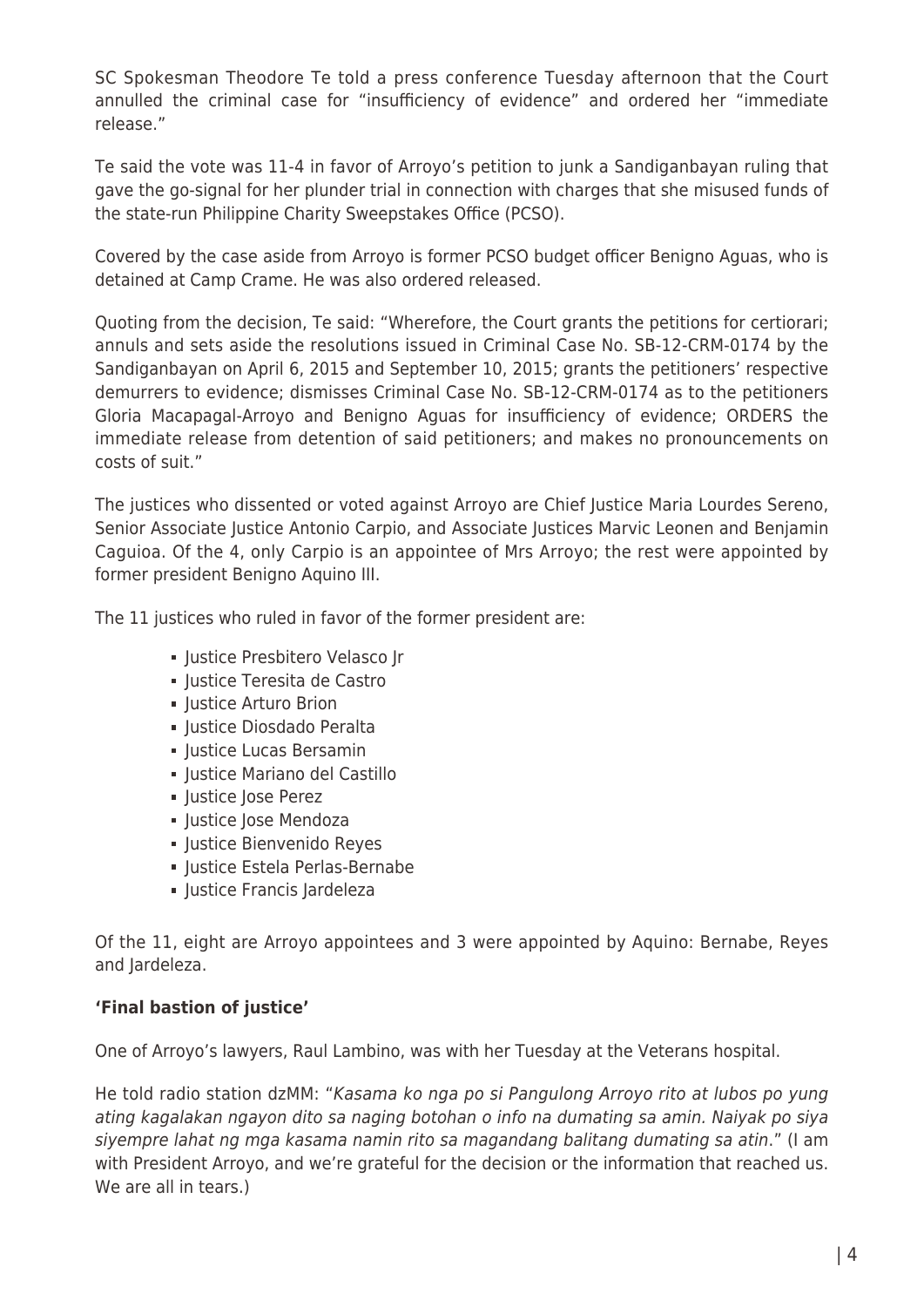SC Spokesman Theodore Te told a press conference Tuesday afternoon that the Court annulled the criminal case for "insufficiency of evidence" and ordered her "immediate release."

Te said the vote was 11-4 in favor of Arroyo's petition to junk a Sandiganbayan ruling that gave the go-signal for her plunder trial in connection with charges that she misused funds of the state-run Philippine Charity Sweepstakes Office (PCSO).

Covered by the case aside from Arroyo is former PCSO budget officer Benigno Aguas, who is detained at Camp Crame. He was also ordered released.

Quoting from the decision, Te said: "Wherefore, the Court grants the petitions for certiorari; annuls and sets aside the resolutions issued in Criminal Case No. SB-12-CRM-0174 by the Sandiganbayan on April 6, 2015 and September 10, 2015; grants the petitioners' respective demurrers to evidence; dismisses Criminal Case No. SB-12-CRM-0174 as to the petitioners Gloria Macapagal-Arroyo and Benigno Aguas for insufficiency of evidence; ORDERS the immediate release from detention of said petitioners; and makes no pronouncements on costs of suit."

The justices who dissented or voted against Arroyo are Chief Justice Maria Lourdes Sereno, Senior Associate Justice Antonio Carpio, and Associate Justices Marvic Leonen and Benjamin Caguioa. Of the 4, only Carpio is an appointee of Mrs Arroyo; the rest were appointed by former president Benigno Aquino III.

The 11 justices who ruled in favor of the former president are:

- Justice Presbitero Velasco Jr
- Justice Teresita de Castro
- Justice Arturo Brion
- Justice Diosdado Peralta
- Justice Lucas Bersamin
- Justice Mariano del Castillo
- Justice Jose Perez
- Justice Jose Mendoza
- Justice Bienvenido Reyes
- Justice Estela Perlas-Bernabe
- Justice Francis Jardeleza

Of the 11, eight are Arroyo appointees and 3 were appointed by Aquino: Bernabe, Reyes and Jardeleza.

**'Final bastion of justice'**

One of Arroyo's lawyers, Raul Lambino, was with her Tuesday at the Veterans hospital.

He told radio station dzMM: "*Kasama ko nga po si Pangulong Arroyo rito at lubos po yung ating kagalakan ngayon dito sa naging botohan o info na dumating sa amin. Naiyak po siya siyempre lahat ng mga kasama namin rito sa magandang balitang dumating sa atin*." (I am with President Arroyo, and we're grateful for the decision or the information that reached us. We are all in tears.)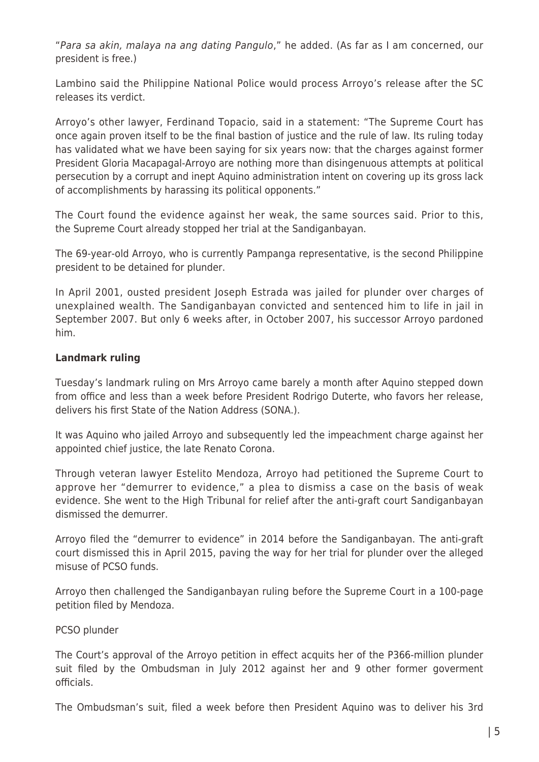"*Para sa akin, malaya na ang dating Pangulo*," he added. (As far as I am concerned, our president is free.)

Lambino said the Philippine National Police would process Arroyo's release after the SC releases its verdict.

Arroyo's other lawyer, Ferdinand Topacio, said in a statement: "The Supreme Court has once again proven itself to be the final bastion of justice and the rule of law. Its ruling today has validated what we have been saying for six years now: that the charges against former President Gloria Macapagal-Arroyo are nothing more than disingenuous attempts at political persecution by a corrupt and inept Aquino administration intent on covering up its gross lack of accomplishments by harassing its political opponents."

The Court found the evidence against her weak, the same sources said. Prior to this, the Supreme Court already stopped her trial at the Sandiganbayan.

The 69-year-old Arroyo, who is currently Pampanga representative, is the second Philippine president to be detained for plunder.

In April 2001, ousted president Joseph Estrada was jailed for plunder over charges of unexplained wealth. The Sandiganbayan convicted and sentenced him to life in jail in September 2007. But only 6 weeks after, in October 2007, his successor Arroyo pardoned him.

**Landmark ruling**

Tuesday's landmark ruling on Mrs Arroyo came barely a month after Aquino stepped down from office and less than a week before President Rodrigo Duterte, who favors her release, delivers his first State of the Nation Address (SONA.).

It was Aquino who jailed Arroyo and subsequently led the impeachment charge against her appointed chief justice, the late Renato Corona.

Through veteran lawyer Estelito Mendoza, Arroyo had petitioned the Supreme Court to approve her "demurrer to evidence," a plea to dismiss a case on the basis of weak evidence. She went to the High Tribunal for relief after the anti-graft court Sandiganbayan dismissed the demurrer.

Arroyo filed the "demurrer to evidence" in 2014 before the Sandiganbayan. The anti-graft court dismissed this in April 2015, paving the way for her trial for plunder over the alleged misuse of PCSO funds.

Arroyo then challenged the Sandiganbayan ruling before the Supreme Court in a 100-page petition filed by Mendoza.

PCSO plunder

The Court's approval of the Arroyo petition in effect acquits her of the P366-million plunder suit filed by the Ombudsman in July 2012 against her and 9 other former goverment officials.

The Ombudsman's suit, filed a week before then President Aquino was to deliver his 3rd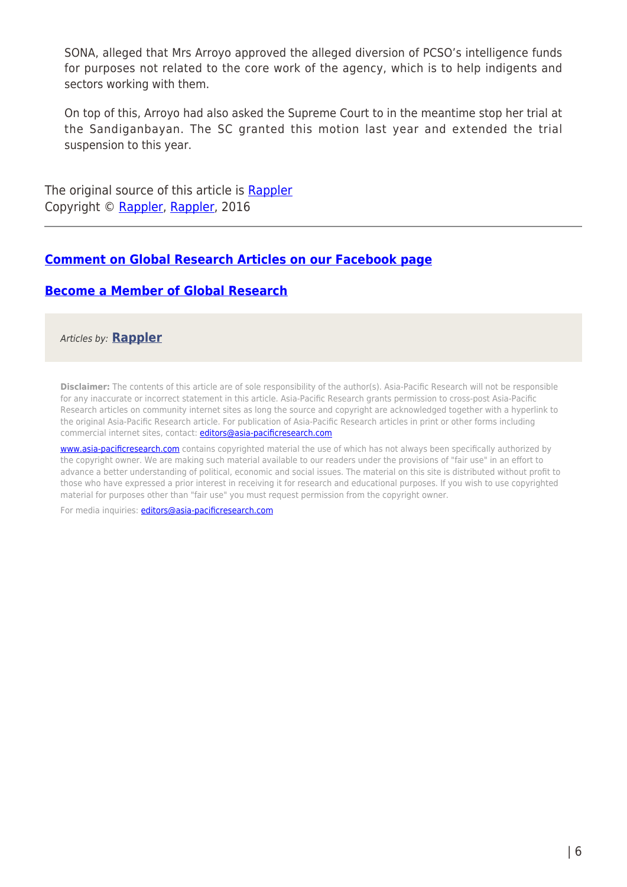SONA, alleged that Mrs Arroyo approved the alleged diversion of PCSO's intelligence funds for purposes not related to the core work of the agency, which is to help indigents and sectors working with them.

On top of this, Arroyo had also asked the Supreme Court to in the meantime stop her trial at the Sandiganbayan. The SC granted this motion last year and extended the trial suspension to this year.

The original source of this article is Rappler
Copyright © Rappler, Rappler, 2016

---

**Comment on Global Research Articles on our Facebook page**

**Become a Member of Global Research**

*Articles by:* **Rappler**

**Disclaimer:** The contents of this article are of sole responsibility of the author(s). Asia-Pacific Research will not be responsible for any inaccurate or incorrect statement in this article. Asia-Pacific Research grants permission to cross-post Asia-Pacific Research articles on community internet sites as long the source and copyright are acknowledged together with a hyperlink to the original Asia-Pacific Research article. For publication of Asia-Pacific Research articles in print or other forms including commercial internet sites, contact: editors@asia-pacificresearch.com

www.asia-pacificresearch.com contains copyrighted material the use of which has not always been specifically authorized by the copyright owner. We are making such material available to our readers under the provisions of "fair use" in an effort to advance a better understanding of political, economic and social issues. The material on this site is distributed without profit to those who have expressed a prior interest in receiving it for research and educational purposes. If you wish to use copyrighted material for purposes other than "fair use" you must request permission from the copyright owner.

For media inquiries: editors@asia-pacificresearch.com